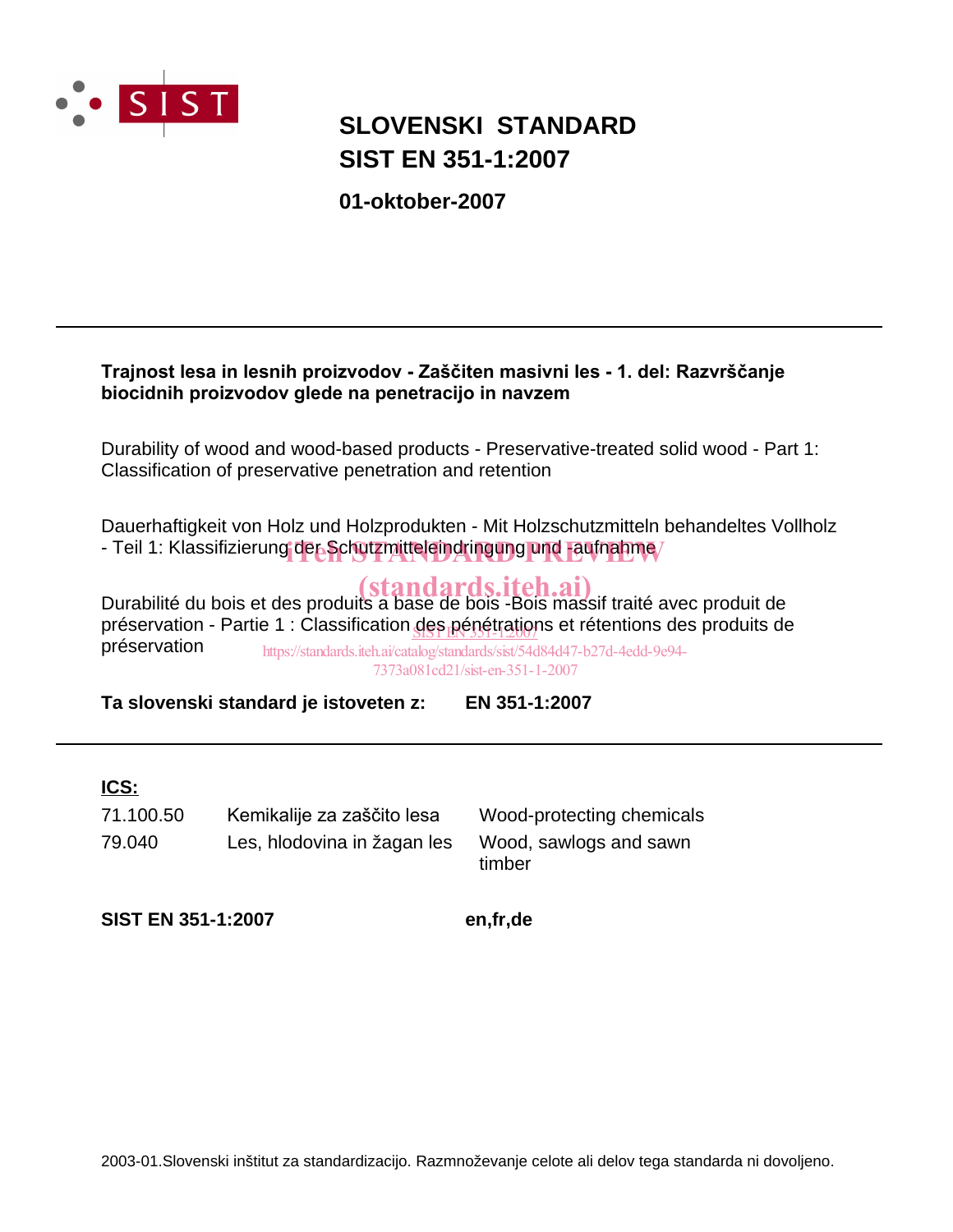# SLOVENSKI STANDARD
# SIST EN 351-1:2007

**01-oktober-2007**

---

**Trajnost lesa in lesnih proizvodov - Zaščiten masivni les - 1. del: Razvrščanje biocidnih proizvodov glede na penetracijo in navzem**

Durability of wood and wood-based products - Preservative-treated solid wood - Part 1: Classification of preservative penetration and retention

Dauerhaftigkeit von Holz und Holzprodukten - Mit Holzschutzmitteln behandeltes Vollholz - Teil 1: Klassifizierung der Schutzmitteleindringung und -aufnahme

Durabilité du bois et des produits à base de bois -Bois massif traité avec produit de préservation - Partie 1 : Classification des pénétrations et rétentions des produits de préservation

**Ta slovenski standard je istoveten z:** **EN 351-1:2007**

---

**ICS:**

| | | |
|---|---|---|
| 71.100.50 | Kemikalije za zaščito lesa | Wood-protecting chemicals |
| 79.040 | Les, hlodovina in žagan les | Wood, sawlogs and sawn timber |

**SIST EN 351-1:2007** **en,fr,de**

2003-01.Slovenski inštitut za standardizacijo. Razmnoževanje celote ali delov tega standarda ni dovoljeno.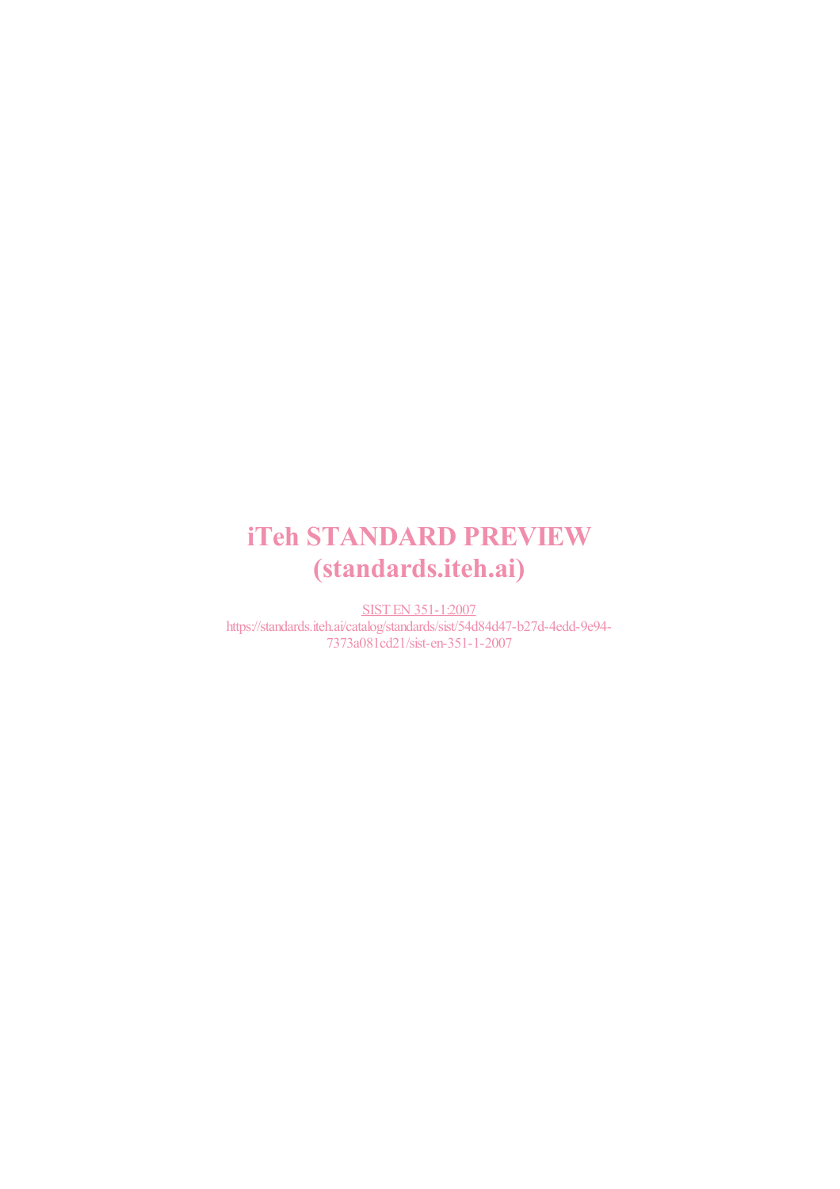iTeh STANDARD PREVIEW
(standards.iteh.ai)

SIST EN 351-1:2007
https://standards.iteh.ai/catalog/standards/sist/54d84d47-b27d-4edd-9e94-7373a081cd21/sist-en-351-1-2007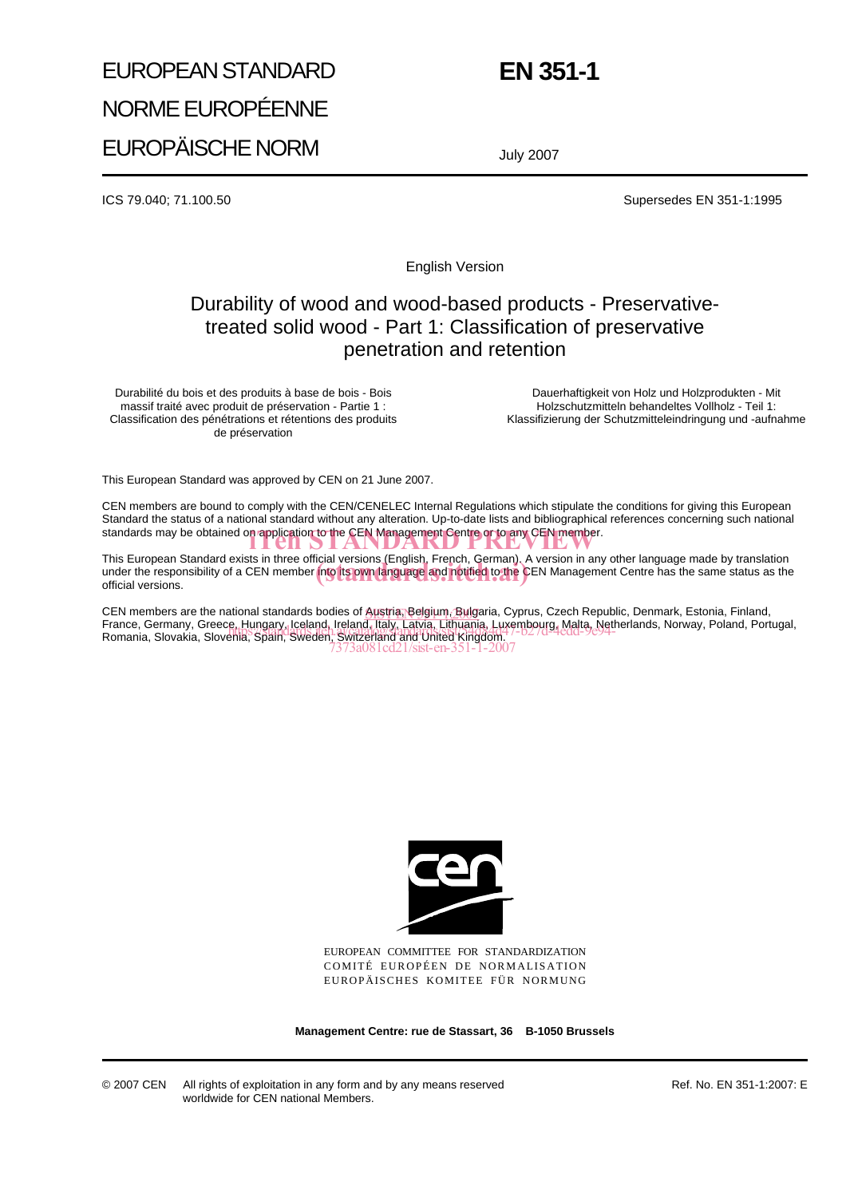EUROPEAN STANDARD

NORME EUROPÉENNE

EUROPÄISCHE NORM

**EN 351-1**

July 2007

ICS 79.040; 71.100.50

Supersedes EN 351-1:1995

English Version

# Durability of wood and wood-based products - Preservative-treated solid wood - Part 1: Classification of preservative penetration and retention

Durabilité du bois et des produits à base de bois - Bois massif traité avec produit de préservation - Partie 1 : Classification des pénétrations et rétentions des produits de préservation

Dauerhaftigkeit von Holz und Holzprodukten - Mit Holzschutzmitteln behandeltes Vollholz - Teil 1: Klassifizierung der Schutzmitteleindringung und -aufnahme

This European Standard was approved by CEN on 21 June 2007.

CEN members are bound to comply with the CEN/CENELEC Internal Regulations which stipulate the conditions for giving this European Standard the status of a national standard without any alteration. Up-to-date lists and bibliographical references concerning such national standards may be obtained on application to the CEN Management Centre or to any CEN member.

This European Standard exists in three official versions (English, French, German). A version in any other language made by translation under the responsibility of a CEN member into its own language and notified to the CEN Management Centre has the same status as the official versions.

CEN members are the national standards bodies of Austria, Belgium, Bulgaria, Cyprus, Czech Republic, Denmark, Estonia, Finland, France, Germany, Greece, Hungary, Iceland, Ireland, Italy, Latvia, Lithuania, Luxembourg, Malta, Netherlands, Norway, Poland, Portugal, Romania, Slovakia, Slovenia, Spain, Sweden, Switzerland and United Kingdom.

EUROPEAN COMMITTEE FOR STANDARDIZATION
COMITÉ EUROPÉEN DE NORMALISATION
EUROPÄISCHES KOMITEE FÜR NORMUNG

**Management Centre: rue de Stassart, 36 B-1050 Brussels**

© 2007 CEN All rights of exploitation in any form and by any means reserved worldwide for CEN national Members.

Ref. No. EN 351-1:2007: E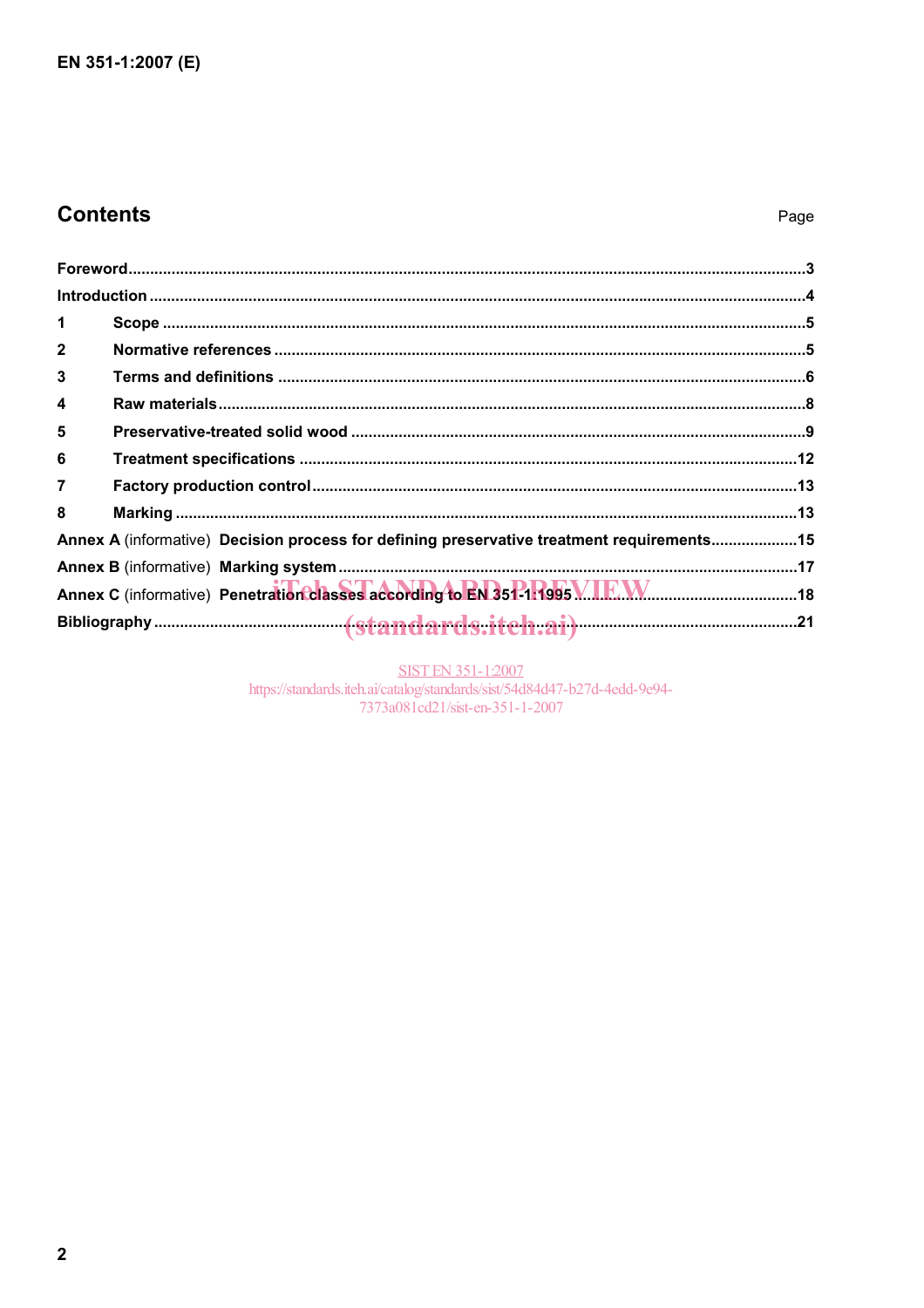# Contents

| | Page |
|---|---|
| **Foreword** | 3 |
| **Introduction** | 4 |
| **1 Scope** | 5 |
| **2 Normative references** | 5 |
| **3 Terms and definitions** | 6 |
| **4 Raw materials** | 8 |
| **5 Preservative-treated solid wood** | 9 |
| **6 Treatment specifications** | 12 |
| **7 Factory production control** | 13 |
| **8 Marking** | 13 |
| **Annex A** (informative) **Decision process for defining preservative treatment requirements** | 15 |
| **Annex B** (informative) **Marking system** | 17 |
| **Annex C** (informative) **Penetration classes according to EN 351-1:1995** | 18 |
| **Bibliography** | 21 |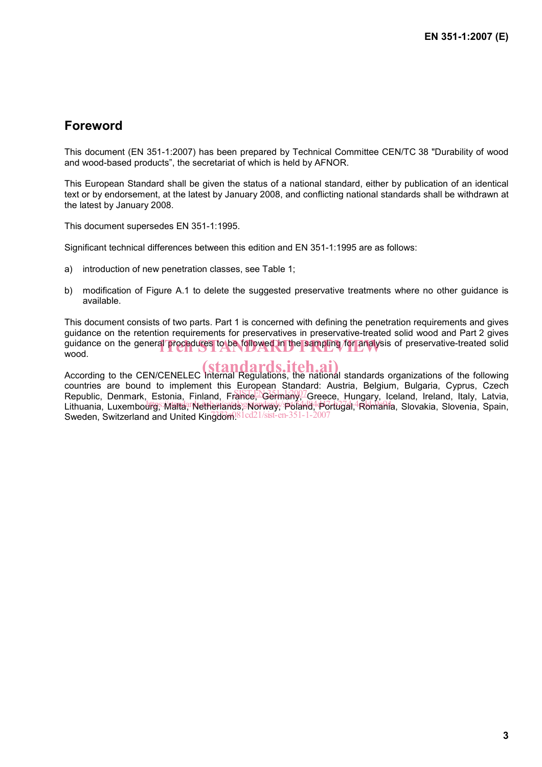## Foreword

This document (EN 351-1:2007) has been prepared by Technical Committee CEN/TC 38 "Durability of wood and wood-based products", the secretariat of which is held by AFNOR.

This European Standard shall be given the status of a national standard, either by publication of an identical text or by endorsement, at the latest by January 2008, and conflicting national standards shall be withdrawn at the latest by January 2008.

This document supersedes EN 351-1:1995.

Significant technical differences between this edition and EN 351-1:1995 are as follows:

a) introduction of new penetration classes, see Table 1;

b) modification of Figure A.1 to delete the suggested preservative treatments where no other guidance is available.

This document consists of two parts. Part 1 is concerned with defining the penetration requirements and gives guidance on the retention requirements for preservatives in preservative-treated solid wood and Part 2 gives guidance on the general procedures to be followed in the sampling for analysis of preservative-treated solid wood.

According to the CEN/CENELEC Internal Regulations, the national standards organizations of the following countries are bound to implement this European Standard: Austria, Belgium, Bulgaria, Cyprus, Czech Republic, Denmark, Estonia, Finland, France, Germany, Greece, Hungary, Iceland, Ireland, Italy, Latvia, Lithuania, Luxembourg, Malta, Netherlands, Norway, Poland, Portugal, Romania, Slovakia, Slovenia, Spain, Sweden, Switzerland and United Kingdom.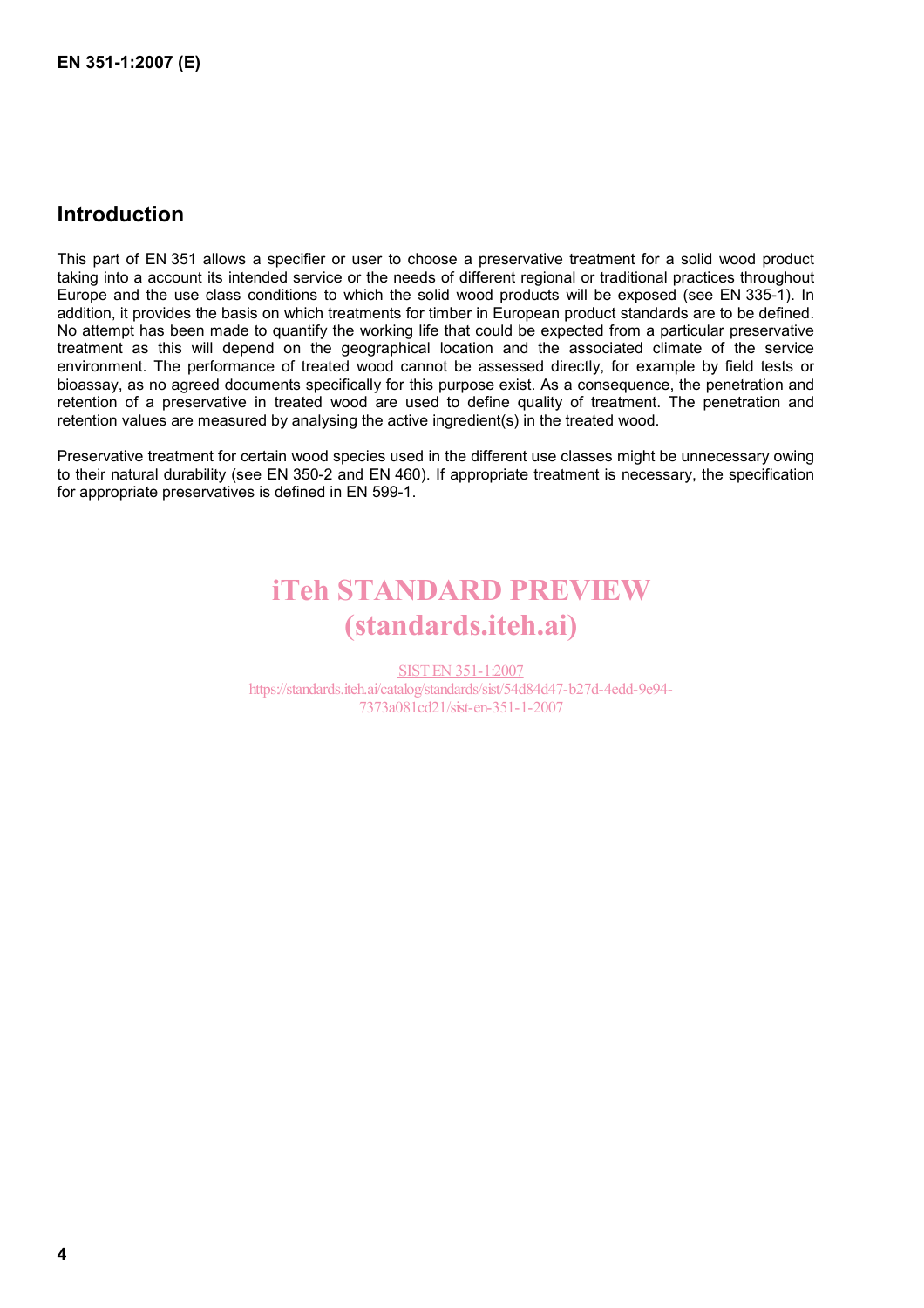## Introduction

This part of EN 351 allows a specifier or user to choose a preservative treatment for a solid wood product taking into a account its intended service or the needs of different regional or traditional practices throughout Europe and the use class conditions to which the solid wood products will be exposed (see EN 335-1). In addition, it provides the basis on which treatments for timber in European product standards are to be defined. No attempt has been made to quantify the working life that could be expected from a particular preservative treatment as this will depend on the geographical location and the associated climate of the service environment. The performance of treated wood cannot be assessed directly, for example by field tests or bioassay, as no agreed documents specifically for this purpose exist. As a consequence, the penetration and retention of a preservative in treated wood are used to define quality of treatment. The penetration and retention values are measured by analysing the active ingredient(s) in the treated wood.

Preservative treatment for certain wood species used in the different use classes might be unnecessary owing to their natural durability (see EN 350-2 and EN 460). If appropriate treatment is necessary, the specification for appropriate preservatives is defined in EN 599-1.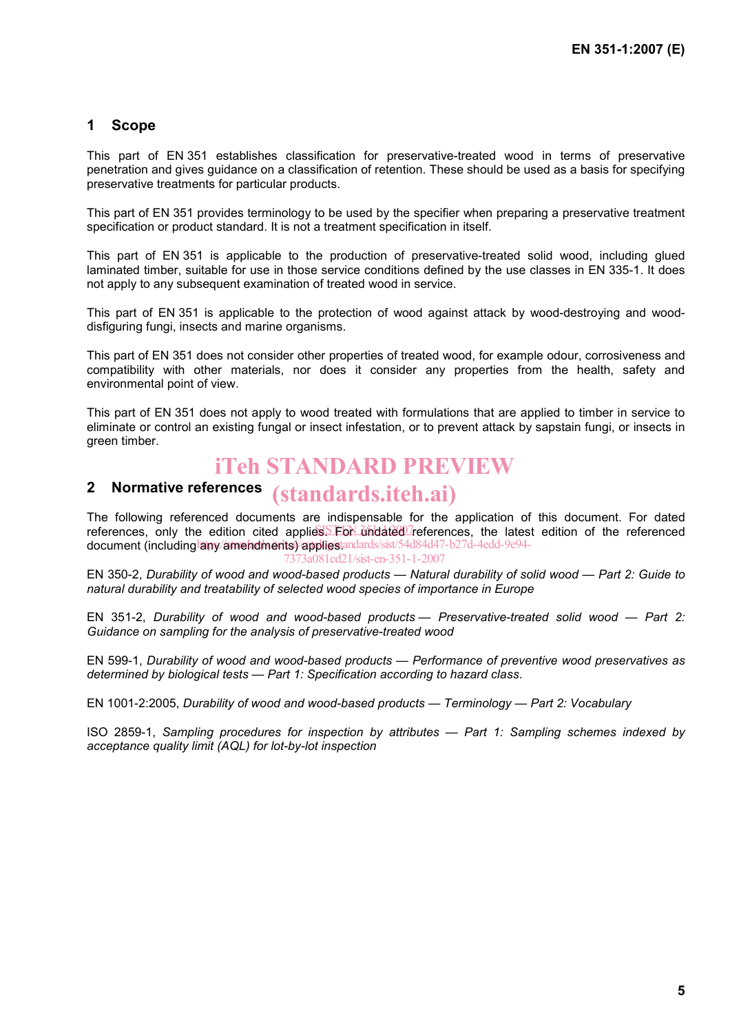## 1 Scope

This part of EN 351 establishes classification for preservative-treated wood in terms of preservative penetration and gives guidance on a classification of retention. These should be used as a basis for specifying preservative treatments for particular products.

This part of EN 351 provides terminology to be used by the specifier when preparing a preservative treatment specification or product standard. It is not a treatment specification in itself.

This part of EN 351 is applicable to the production of preservative-treated solid wood, including glued laminated timber, suitable for use in those service conditions defined by the use classes in EN 335-1. It does not apply to any subsequent examination of treated wood in service.

This part of EN 351 is applicable to the protection of wood against attack by wood-destroying and wood-disfiguring fungi, insects and marine organisms.

This part of EN 351 does not consider other properties of treated wood, for example odour, corrosiveness and compatibility with other materials, nor does it consider any properties from the health, safety and environmental point of view.

This part of EN 351 does not apply to wood treated with formulations that are applied to timber in service to eliminate or control an existing fungal or insect infestation, or to prevent attack by sapstain fungi, or insects in green timber.

## 2 Normative references

The following referenced documents are indispensable for the application of this document. For dated references, only the edition cited applies. For undated references, the latest edition of the referenced document (including any amendments) applies.

EN 350-2, *Durability of wood and wood-based products — Natural durability of solid wood — Part 2: Guide to natural durability and treatability of selected wood species of importance in Europe*

EN 351-2, *Durability of wood and wood-based products — Preservative-treated solid wood — Part 2: Guidance on sampling for the analysis of preservative-treated wood*

EN 599-1, *Durability of wood and wood-based products — Performance of preventive wood preservatives as determined by biological tests — Part 1: Specification according to hazard class*.

EN 1001-2:2005, *Durability of wood and wood-based products — Terminology — Part 2: Vocabulary*

ISO 2859-1, *Sampling procedures for inspection by attributes — Part 1: Sampling schemes indexed by acceptance quality limit (AQL) for lot-by-lot inspection*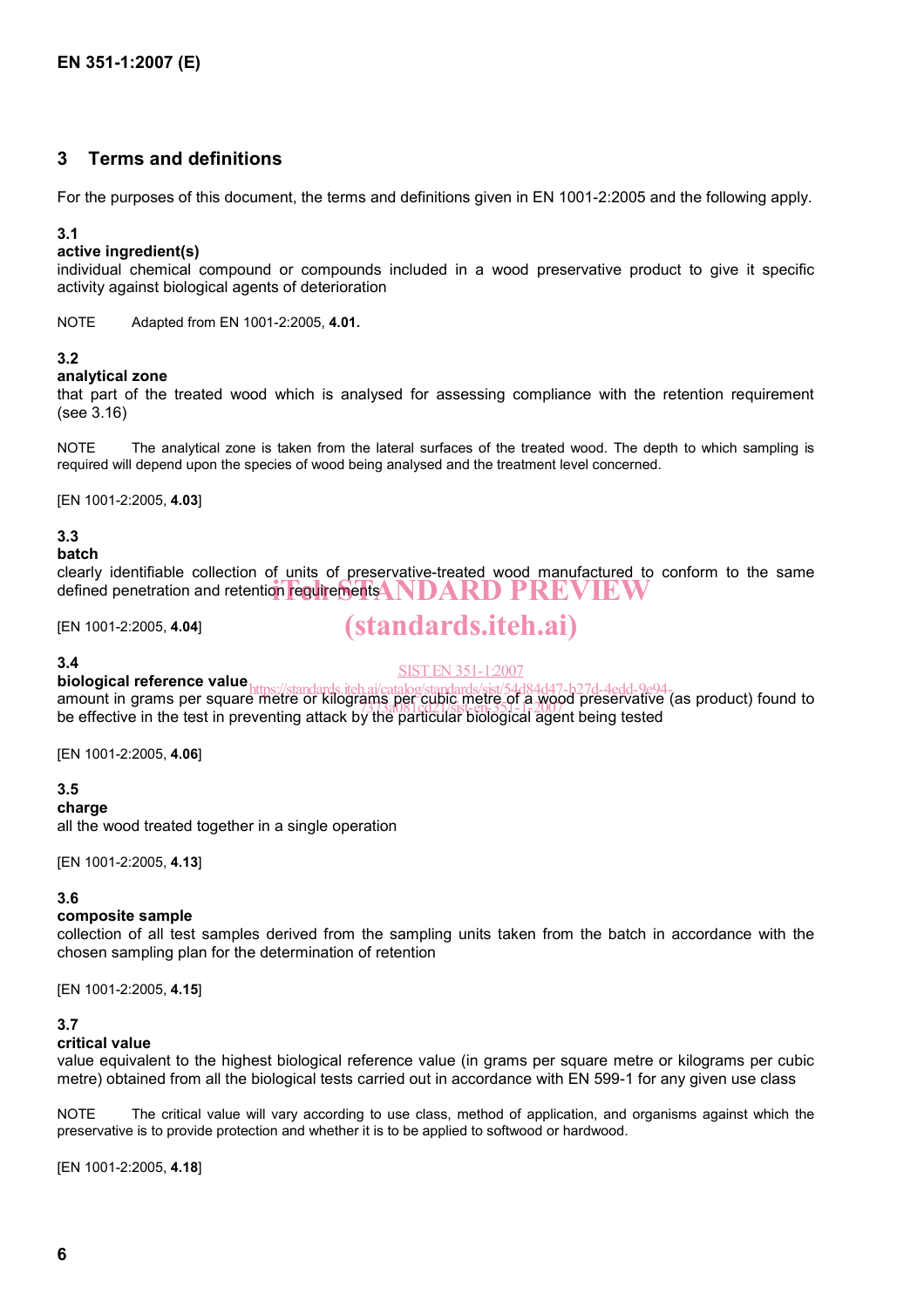## 3 Terms and definitions

For the purposes of this document, the terms and definitions given in EN 1001-2:2005 and the following apply.

**3.1**
**active ingredient(s)**
individual chemical compound or compounds included in a wood preservative product to give it specific activity against biological agents of deterioration

NOTE Adapted from EN 1001-2:2005, **4.01.**

**3.2**
**analytical zone**
that part of the treated wood which is analysed for assessing compliance with the retention requirement (see 3.16)

NOTE The analytical zone is taken from the lateral surfaces of the treated wood. The depth to which sampling is required will depend upon the species of wood being analysed and the treatment level concerned.

[EN 1001-2:2005, **4.03**]

**3.3**
**batch**
clearly identifiable collection of units of preservative-treated wood manufactured to conform to the same defined penetration and retention requirements

[EN 1001-2:2005, **4.04**]

**3.4**
**biological reference value**
amount in grams per square metre or kilograms per cubic metre of a wood preservative (as product) found to be effective in the test in preventing attack by the particular biological agent being tested

[EN 1001-2:2005, **4.06**]

**3.5**
**charge**
all the wood treated together in a single operation

[EN 1001-2:2005, **4.13**]

**3.6**
**composite sample**
collection of all test samples derived from the sampling units taken from the batch in accordance with the chosen sampling plan for the determination of retention

[EN 1001-2:2005, **4.15**]

**3.7**
**critical value**
value equivalent to the highest biological reference value (in grams per square metre or kilograms per cubic metre) obtained from all the biological tests carried out in accordance with EN 599-1 for any given use class

NOTE The critical value will vary according to use class, method of application, and organisms against which the preservative is to provide protection and whether it is to be applied to softwood or hardwood.

[EN 1001-2:2005, **4.18**]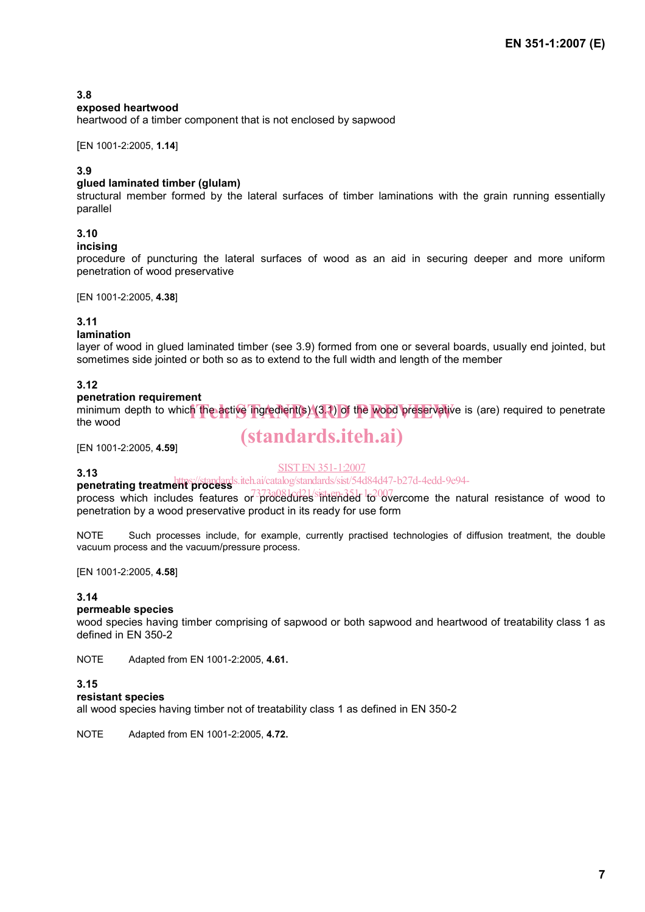**3.8**
**exposed heartwood**
heartwood of a timber component that is not enclosed by sapwood

[EN 1001-2:2005, **1.14**]

**3.9**
**glued laminated timber (glulam)**
structural member formed by the lateral surfaces of timber laminations with the grain running essentially parallel

**3.10**
**incising**
procedure of puncturing the lateral surfaces of wood as an aid in securing deeper and more uniform penetration of wood preservative

[EN 1001-2:2005, **4.38**]

**3.11**
**lamination**
layer of wood in glued laminated timber (see 3.9) formed from one or several boards, usually end jointed, but sometimes side jointed or both so as to extend to the full width and length of the member

**3.12**
**penetration requirement**
minimum depth to which the active ingredient(s) (3.1) of the wood preservative is (are) required to penetrate the wood

[EN 1001-2:2005, **4.59**]

**3.13**
**penetrating treatment process**
process which includes features or procedures intended to overcome the natural resistance of wood to penetration by a wood preservative product in its ready for use form

NOTE Such processes include, for example, currently practised technologies of diffusion treatment, the double vacuum process and the vacuum/pressure process.

[EN 1001-2:2005, **4.58**]

**3.14**
**permeable species**
wood species having timber comprising of sapwood or both sapwood and heartwood of treatability class 1 as defined in EN 350-2

NOTE Adapted from EN 1001-2:2005, **4.61.**

**3.15**
**resistant species**
all wood species having timber not of treatability class 1 as defined in EN 350-2

NOTE Adapted from EN 1001-2:2005, **4.72.**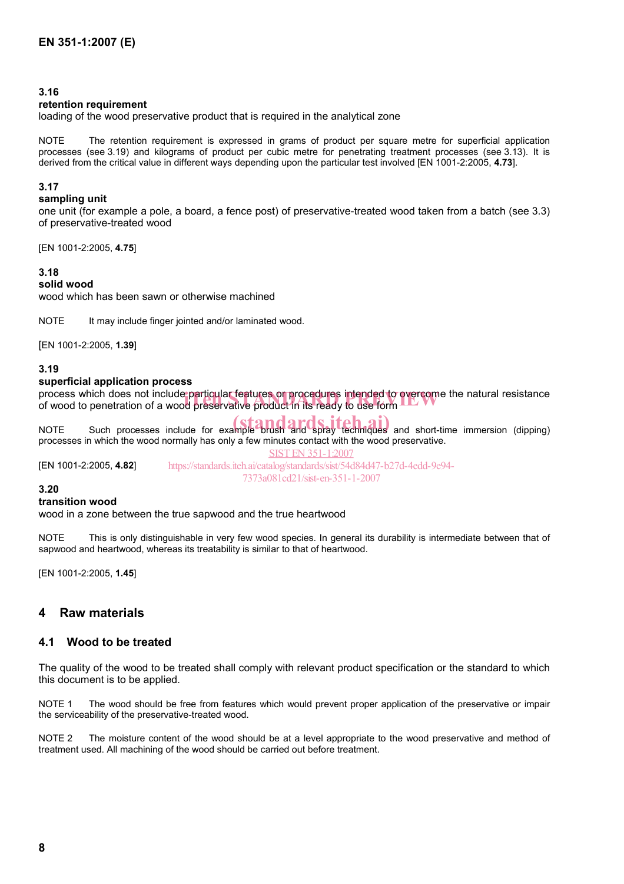### 3.16

**retention requirement**

loading of the wood preservative product that is required in the analytical zone

NOTE The retention requirement is expressed in grams of product per square metre for superficial application processes (see 3.19) and kilograms of product per cubic metre for penetrating treatment processes (see 3.13). It is derived from the critical value in different ways depending upon the particular test involved [EN 1001-2:2005, **4.73**].

### 3.17

**sampling unit**

one unit (for example a pole, a board, a fence post) of preservative-treated wood taken from a batch (see 3.3) of preservative-treated wood

[EN 1001-2:2005, **4.75**]

### 3.18

**solid wood**

wood which has been sawn or otherwise machined

NOTE It may include finger jointed and/or laminated wood.

[EN 1001-2:2005, **1.39**]

### 3.19

**superficial application process**

process which does not include particular features or procedures intended to overcome the natural resistance of wood to penetration of a wood preservative product in its ready to use form

NOTE Such processes include for example brush and spray techniques and short-time immersion (dipping) processes in which the wood normally has only a few minutes contact with the wood preservative.

[EN 1001-2:2005, **4.82**]

### 3.20

**transition wood**

wood in a zone between the true sapwood and the true heartwood

NOTE This is only distinguishable in very few wood species. In general its durability is intermediate between that of sapwood and heartwood, whereas its treatability is similar to that of heartwood.

[EN 1001-2:2005, **1.45**]

## 4 Raw materials

### 4.1 Wood to be treated

The quality of the wood to be treated shall comply with relevant product specification or the standard to which this document is to be applied.

NOTE 1 The wood should be free from features which would prevent proper application of the preservative or impair the serviceability of the preservative-treated wood.

NOTE 2 The moisture content of the wood should be at a level appropriate to the wood preservative and method of treatment used. All machining of the wood should be carried out before treatment.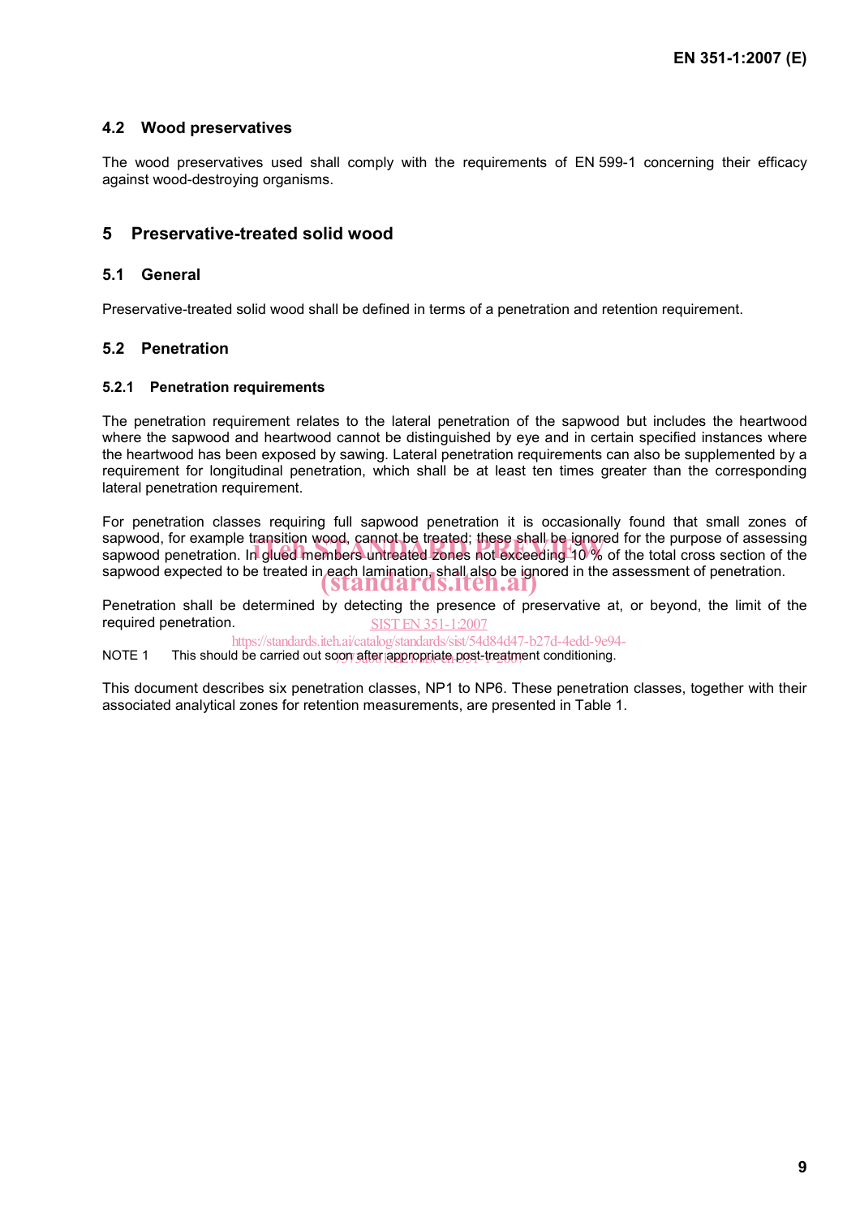## 4.2 Wood preservatives

The wood preservatives used shall comply with the requirements of EN 599-1 concerning their efficacy against wood-destroying organisms.

# 5 Preservative-treated solid wood

## 5.1 General

Preservative-treated solid wood shall be defined in terms of a penetration and retention requirement.

## 5.2 Penetration

### 5.2.1 Penetration requirements

The penetration requirement relates to the lateral penetration of the sapwood but includes the heartwood where the sapwood and heartwood cannot be distinguished by eye and in certain specified instances where the heartwood has been exposed by sawing. Lateral penetration requirements can also be supplemented by a requirement for longitudinal penetration, which shall be at least ten times greater than the corresponding lateral penetration requirement.

For penetration classes requiring full sapwood penetration it is occasionally found that small zones of sapwood, for example transition wood, cannot be treated; these shall be ignored for the purpose of assessing sapwood penetration. In glued members untreated zones not exceeding 10 % of the total cross section of the sapwood expected to be treated in each lamination, shall also be ignored in the assessment of penetration.

Penetration shall be determined by detecting the presence of preservative at, or beyond, the limit of the required penetration.

NOTE 1 This should be carried out soon after appropriate post-treatment conditioning.

This document describes six penetration classes, NP1 to NP6. These penetration classes, together with their associated analytical zones for retention measurements, are presented in Table 1.